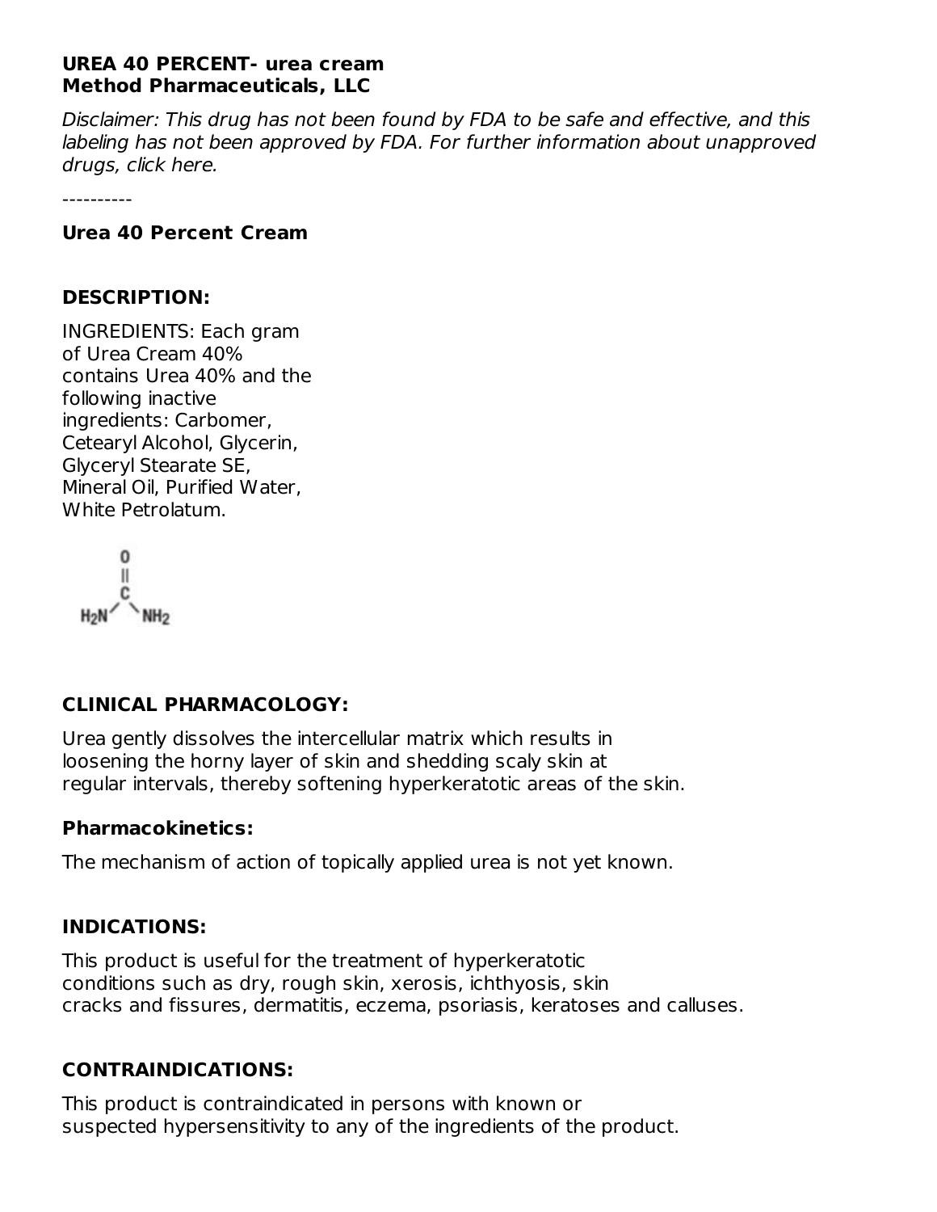**UREA 40 PERCENT- urea cream**
**Method Pharmaceuticals, LLC**

*Disclaimer: This drug has not been found by FDA to be safe and effective, and this labeling has not been approved by FDA. For further information about unapproved drugs, click here.*

----------

**Urea 40 Percent Cream**

**DESCRIPTION:**

INGREDIENTS: Each gram of Urea Cream 40% contains Urea 40% and the following inactive ingredients: Carbomer, Cetearyl Alcohol, Glycerin, Glyceryl Stearate SE, Mineral Oil, Purified Water, White Petrolatum.

**CLINICAL PHARMACOLOGY:**

Urea gently dissolves the intercellular matrix which results in loosening the horny layer of skin and shedding scaly skin at regular intervals, thereby softening hyperkeratotic areas of the skin.

**Pharmacokinetics:**

The mechanism of action of topically applied urea is not yet known.

**INDICATIONS:**

This product is useful for the treatment of hyperkeratotic conditions such as dry, rough skin, xerosis, ichthyosis, skin cracks and fissures, dermatitis, eczema, psoriasis, keratoses and calluses.

**CONTRAINDICATIONS:**

This product is contraindicated in persons with known or suspected hypersensitivity to any of the ingredients of the product.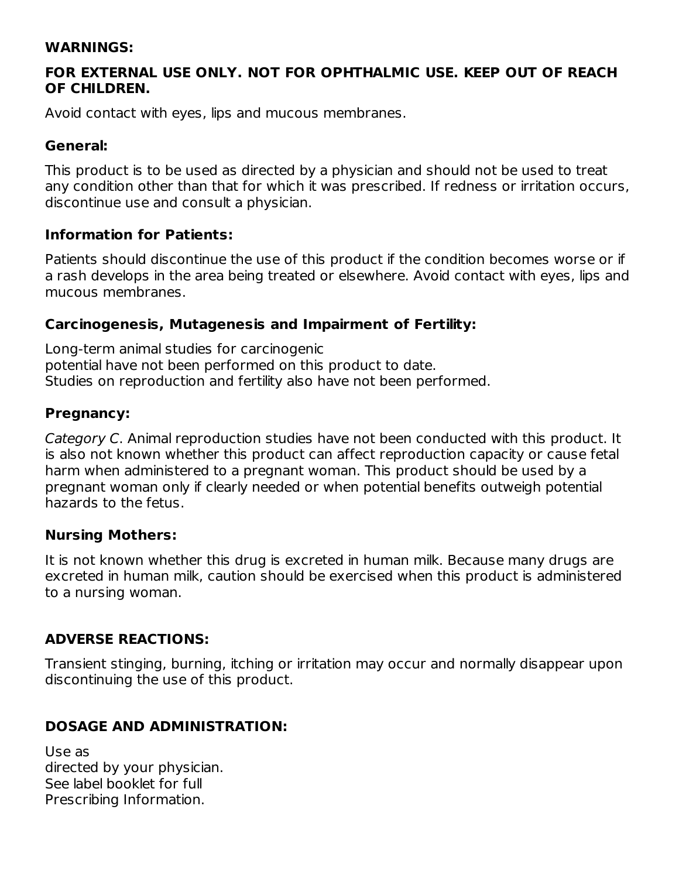## WARNINGS:

**FOR EXTERNAL USE ONLY. NOT FOR OPHTHALMIC USE. KEEP OUT OF REACH OF CHILDREN.**

Avoid contact with eyes, lips and mucous membranes.

### General:

This product is to be used as directed by a physician and should not be used to treat any condition other than that for which it was prescribed. If redness or irritation occurs, discontinue use and consult a physician.

### Information for Patients:

Patients should discontinue the use of this product if the condition becomes worse or if a rash develops in the area being treated or elsewhere. Avoid contact with eyes, lips and mucous membranes.

### Carcinogenesis, Mutagenesis and Impairment of Fertility:

Long-term animal studies for carcinogenic potential have not been performed on this product to date. Studies on reproduction and fertility also have not been performed.

### Pregnancy:

*Category C*. Animal reproduction studies have not been conducted with this product. It is also not known whether this product can affect reproduction capacity or cause fetal harm when administered to a pregnant woman. This product should be used by a pregnant woman only if clearly needed or when potential benefits outweigh potential hazards to the fetus.

### Nursing Mothers:

It is not known whether this drug is excreted in human milk. Because many drugs are excreted in human milk, caution should be exercised when this product is administered to a nursing woman.

## ADVERSE REACTIONS:

Transient stinging, burning, itching or irritation may occur and normally disappear upon discontinuing the use of this product.

## DOSAGE AND ADMINISTRATION:

Use as directed by your physician. See label booklet for full Prescribing Information.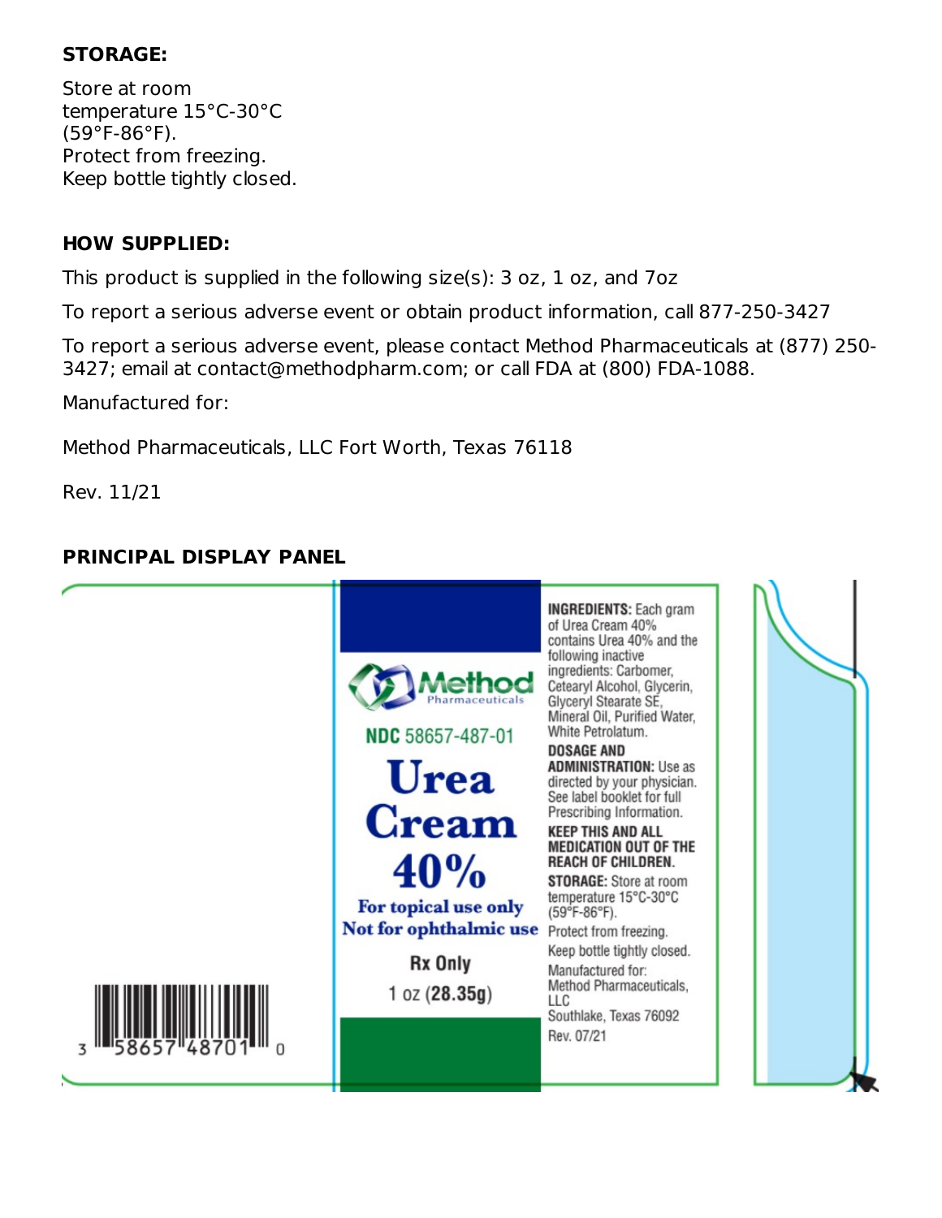**STORAGE:**

Store at room temperature 15°C-30°C (59°F-86°F).
Protect from freezing.
Keep bottle tightly closed.

**HOW SUPPLIED:**

This product is supplied in the following size(s): 3 oz, 1 oz, and 7oz

To report a serious adverse event or obtain product information, call 877-250-3427

To report a serious adverse event, please contact Method Pharmaceuticals at (877) 250-3427; email at contact@methodpharm.com; or call FDA at (800) FDA-1088.

Manufactured for:

Method Pharmaceuticals, LLC Fort Worth, Texas 76118

Rev. 11/21

**PRINCIPAL DISPLAY PANEL**

Method Pharmaceuticals

NDC 58657-487-01

# Urea Cream 40%

For topical use only
Not for ophthalmic use

Rx Only

1 oz (28.35g)

**INGREDIENTS:** Each gram of Urea Cream 40% contains Urea 40% and the following inactive ingredients: Carbomer, Cetearyl Alcohol, Glycerin, Glyceryl Stearate SE, Mineral Oil, Purified Water, White Petrolatum.

**DOSAGE AND ADMINISTRATION:** Use as directed by your physician. See label booklet for full Prescribing Information.

**KEEP THIS AND ALL MEDICATION OUT OF THE REACH OF CHILDREN.**

**STORAGE:** Store at room temperature 15°C-30°C (59°F-86°F).
Protect from freezing.
Keep bottle tightly closed.

Manufactured for:
Method Pharmaceuticals, LLC
Southlake, Texas 76092
Rev. 07/21

3 58657 48701 0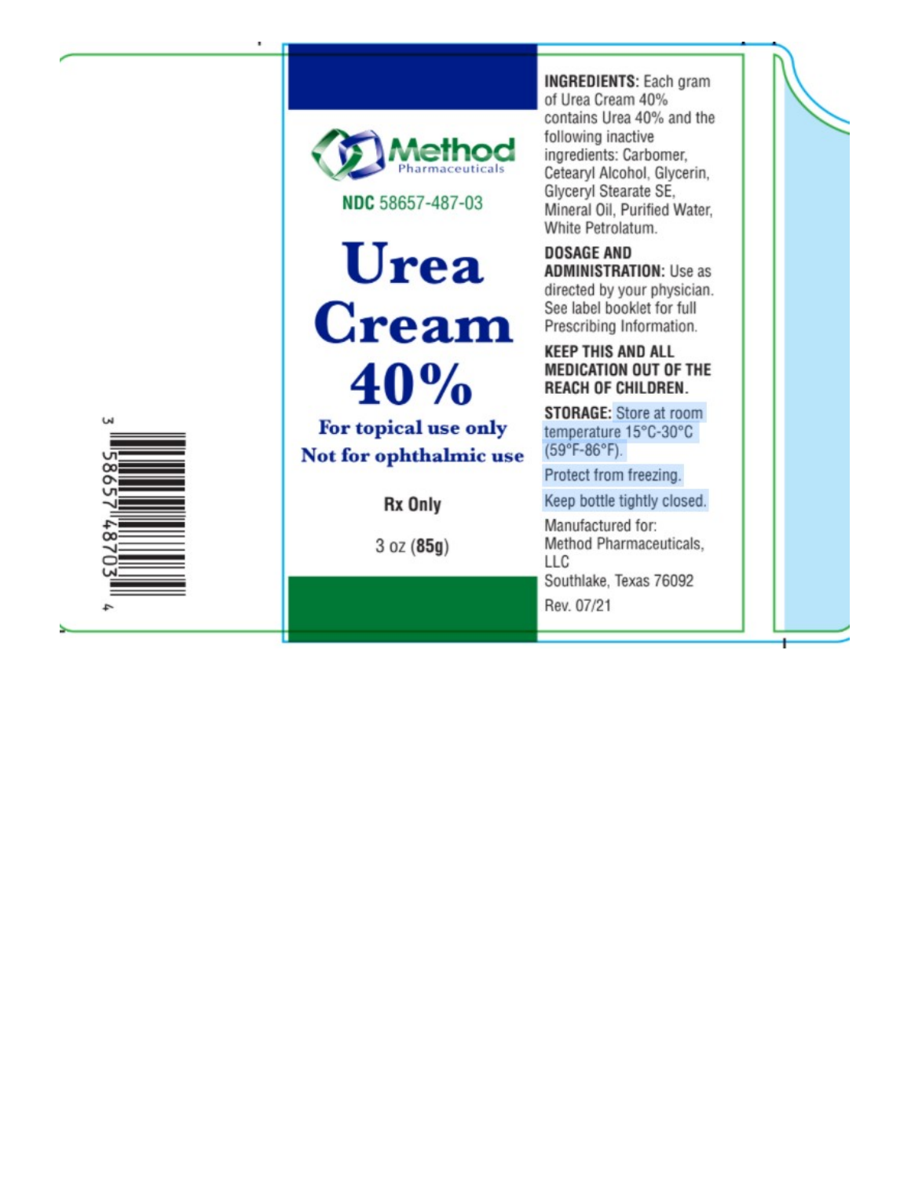Method Pharmaceuticals

NDC 58657-487-03

# Urea Cream 40%

**For topical use only**
**Not for ophthalmic use**

**Rx Only**

3 oz (**85g**)

**INGREDIENTS:** Each gram of Urea Cream 40% contains Urea 40% and the following inactive ingredients: Carbomer, Cetearyl Alcohol, Glycerin, Glyceryl Stearate SE, Mineral Oil, Purified Water, White Petrolatum.

**DOSAGE AND ADMINISTRATION:** Use as directed by your physician. See label booklet for full Prescribing Information.

**KEEP THIS AND ALL MEDICATION OUT OF THE REACH OF CHILDREN.**

**STORAGE:** Store at room temperature 15°C-30°C (59°F-86°F).

Protect from freezing.

Keep bottle tightly closed.

Manufactured for:
Method Pharmaceuticals, LLC
Southlake, Texas 76092

Rev. 07/21

3 58657 48703 4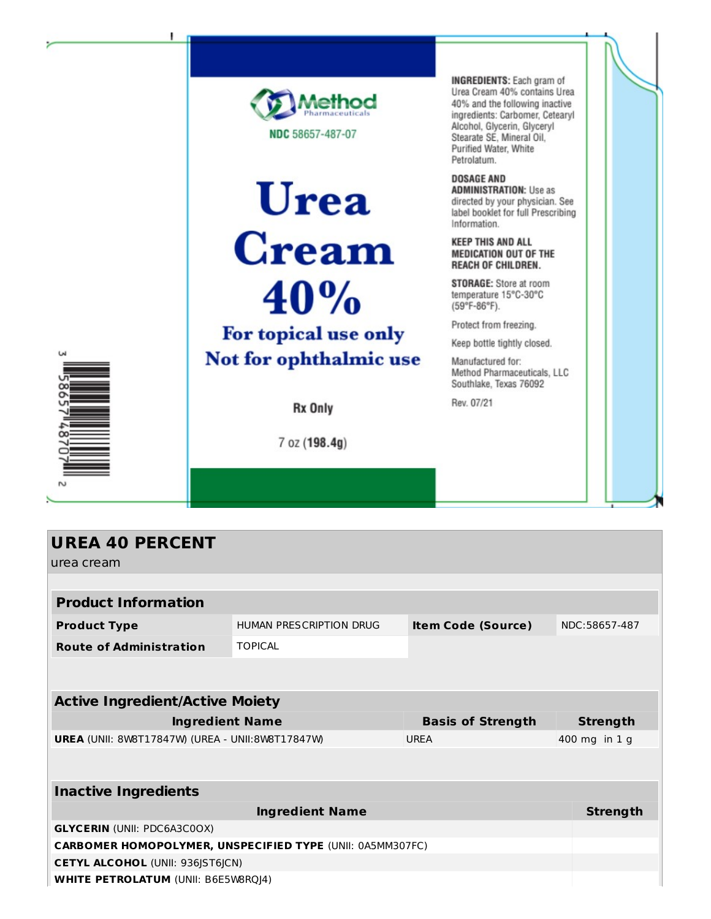Method Pharmaceuticals

NDC 58657-487-07

# Urea Cream 40%

**For topical use only**

**Not for ophthalmic use**

**Rx Only**

7 oz (**198.4g**)

**INGREDIENTS:** Each gram of Urea Cream 40% contains Urea 40% and the following inactive ingredients: Carbomer, Cetearyl Alcohol, Glycerin, Glyceryl Stearate SE, Mineral Oil, Purified Water, White Petrolatum.

**DOSAGE AND ADMINISTRATION:** Use as directed by your physician. See label booklet for full Prescribing Information.

**KEEP THIS AND ALL MEDICATION OUT OF THE REACH OF CHILDREN.**

**STORAGE:** Store at room temperature 15°C-30°C (59°F-86°F).

Protect from freezing.

Keep bottle tightly closed.

Manufactured for:
Method Pharmaceuticals, LLC
Southlake, Texas 76092

Rev. 07/21

3 58657 48707 2

## UREA 40 PERCENT

urea cream

| Product Information | | | |
|---|---|---|---|
| **Product Type** | HUMAN PRESCRIPTION DRUG | **Item Code (Source)** | NDC:58657-487 |
| **Route of Administration** | TOPICAL | | |

| Active Ingredient/Active Moiety | | |
|---|---|---|
| **Ingredient Name** | **Basis of Strength** | **Strength** |
| **UREA** (UNII: 8W8T17847W) (UREA - UNII:8W8T17847W) | UREA | 400 mg in 1 g |

| Inactive Ingredients | |
|---|---|
| **Ingredient Name** | **Strength** |
| **GLYCERIN** (UNII: PDC6A3C0OX) | |
| **CARBOMER HOMOPOLYMER, UNSPECIFIED TYPE** (UNII: 0A5MM307FC) | |
| **CETYL ALCOHOL** (UNII: 936JST6JCN) | |
| **WHITE PETROLATUM** (UNII: B6E5W8RQJ4) | |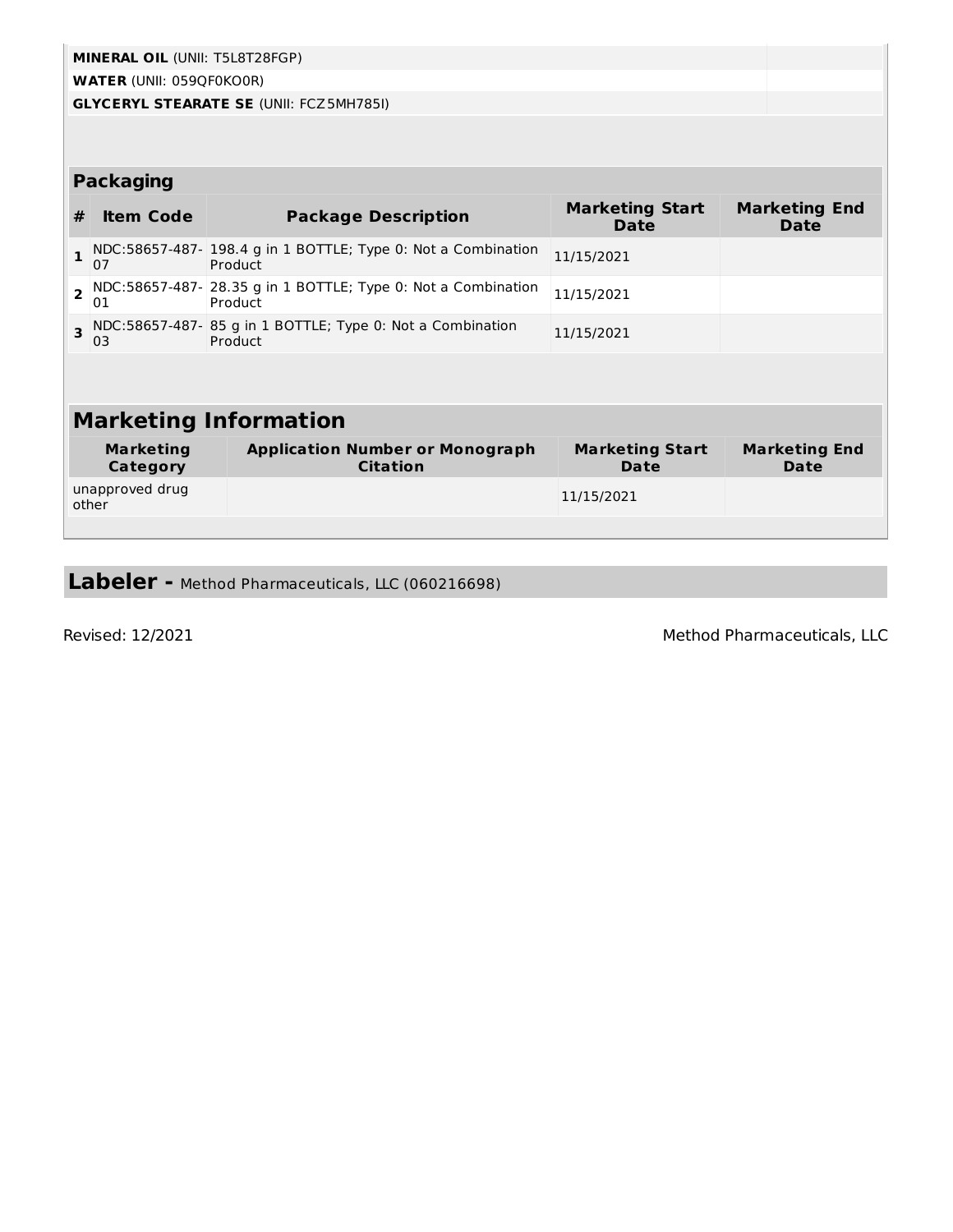| | |
|---|---|
| **MINERAL OIL** (UNII: T5L8T28FGP) | |
| **WATER** (UNII: 059QF0KO0R) | |
| **GLYCERYL STEARATE SE** (UNII: FCZ5MH785I) | |

## Packaging

| # | Item Code | Package Description | Marketing Start Date | Marketing End Date |
|---|---|---|---|---|
| 1 | NDC:58657-487-07 | 198.4 g in 1 BOTTLE; Type 0: Not a Combination Product | 11/15/2021 | |
| 2 | NDC:58657-487-01 | 28.35 g in 1 BOTTLE; Type 0: Not a Combination Product | 11/15/2021 | |
| 3 | NDC:58657-487-03 | 85 g in 1 BOTTLE; Type 0: Not a Combination Product | 11/15/2021 | |

## Marketing Information

| Marketing Category | Application Number or Monograph Citation | Marketing Start Date | Marketing End Date |
|---|---|---|---|
| unapproved drug other | | 11/15/2021 | |

## Labeler - Method Pharmaceuticals, LLC (060216698)

Revised: 12/2021

Method Pharmaceuticals, LLC